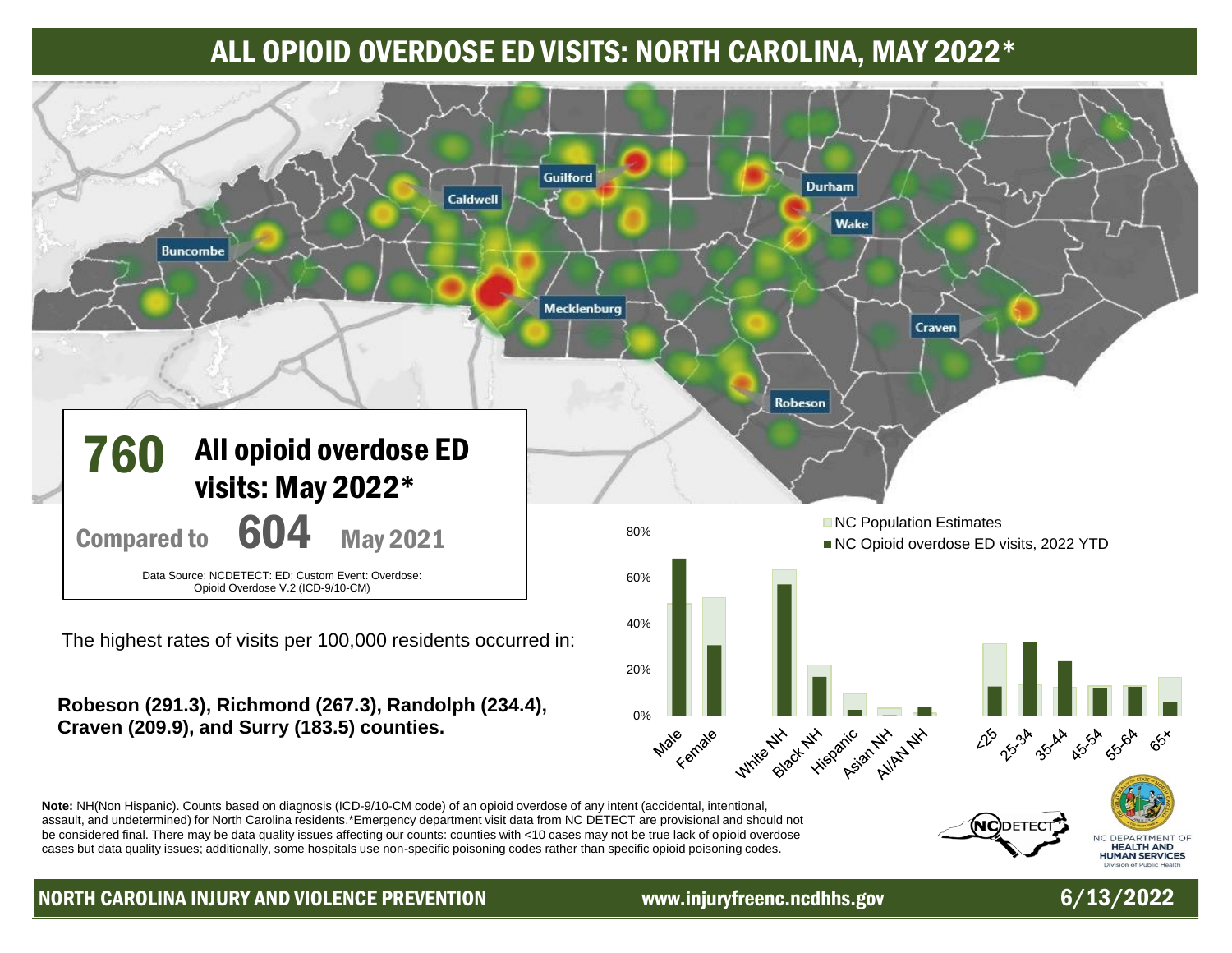# ALL OPIOID OVERDOSE ED VISITS: NORTH CAROLINA, MAY 2022*

Buncombe, Caldwell, Guilford, Durham, Wake, Mecklenburg, Craven, Robeson

**760** All opioid overdose ED visits: May 2022*

Compared to **604** May 2021

Data Source: NCDETECT: ED; Custom Event: Overdose: Opioid Overdose V.2 (ICD-9/10-CM)

The highest rates of visits per 100,000 residents occurred in:

**Robeson (291.3), Richmond (267.3), Randolph (234.4), Craven (209.9), and Surry (183.5) counties.**

NC Population Estimates

NC Opioid overdose ED visits, 2022 YTD

80%, 60%, 40%, 20%, 0%

Male, Female, White NH, Black NH, Hispanic, Asian NH, AI/AN NH, <25, 25-34, 35-44, 45-54, 55-64, 65+

**Note:** NH(Non Hispanic). Counts based on diagnosis (ICD-9/10-CM code) of an opioid overdose of any intent (accidental, intentional, assault, and undetermined) for North Carolina residents.*Emergency department visit data from NC DETECT are provisional and should not be considered final. There may be data quality issues affecting our counts: counties with <10 cases may not be true lack of opioid overdose cases but data quality issues; additionally, some hospitals use non-specific poisoning codes rather than specific opioid poisoning codes.

NORTH CAROLINA INJURY AND VIOLENCE PREVENTION www.injuryfreenc.ncdhhs.gov 6/13/2022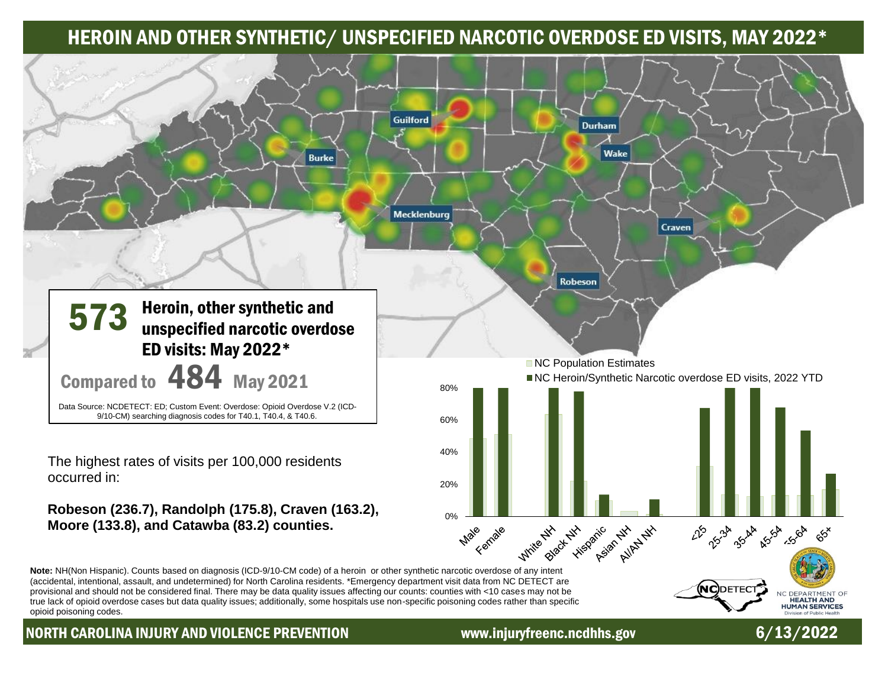# HEROIN AND OTHER SYNTHETIC/ UNSPECIFIED NARCOTIC OVERDOSE ED VISITS, MAY 2022*

Guilford
Durham
Burke
Wake
Mecklenburg
Craven
Robeson

**573** Heroin, other synthetic and unspecified narcotic overdose ED visits: May 2022*

Compared to **484** May 2021

Data Source: NCDETECT: ED; Custom Event: Overdose: Opioid Overdose V.2 (ICD-9/10-CM) searching diagnosis codes for T40.1, T40.4, & T40.6.

The highest rates of visits per 100,000 residents occurred in:

**Robeson (236.7), Randolph (175.8), Craven (163.2), Moore (133.8), and Catawba (83.2) counties.**

NC Population Estimates
NC Heroin/Synthetic Narcotic overdose ED visits, 2022 YTD

80%
60%
40%
20%
0%

Male
Female
White NH
Black NH
Hispanic
Asian NH
AI/AN NH
<25
25-34
35-44
45-54
55-64
65+

**Note:** NH(Non Hispanic). Counts based on diagnosis (ICD-9/10-CM code) of a heroin or other synthetic narcotic overdose of any intent (accidental, intentional, assault, and undetermined) for North Carolina residents. *Emergency department visit data from NC DETECT are provisional and should not be considered final. There may be data quality issues affecting our counts: counties with <10 cases may not be true lack of opioid overdose cases but data quality issues; additionally, some hospitals use non-specific poisoning codes rather than specific opioid poisoning codes.

NC DETECT

NC DEPARTMENT OF HEALTH AND HUMAN SERVICES Division of Public Health

NORTH CAROLINA INJURY AND VIOLENCE PREVENTION    www.injuryfreenc.ncdhhs.gov    6/13/2022